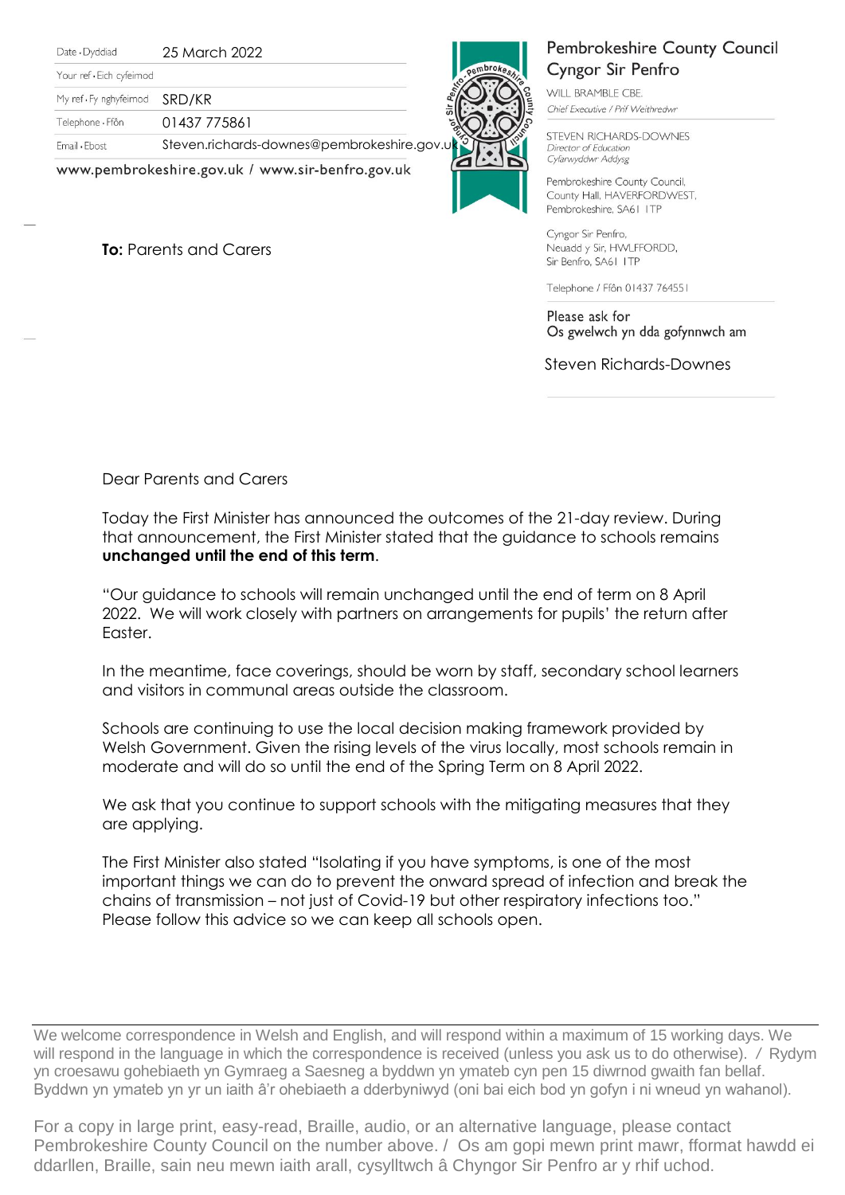| | |
|---|---|
| Date · Dyddiad | 25 March 2022 |
| Your ref · Eich cyfeirnod | |
| My ref · Fy nghyfeirnod | SRD/KR |
| Telephone · Ffôn | 01437 775861 |
| Email · Ebost | Steven.richards-downes@pembrokeshire.gov.uk |

www.pembrokeshire.gov.uk / www.sir-benfro.gov.uk

Pembrokeshire County Council
Cyngor Sir Penfro

WILL BRAMBLE CBE.
*Chief Executive / Prif Weithredwr*

STEVEN RICHARDS-DOWNES
*Director of Education*
*Cyfarwyddwr Addysg*

Pembrokeshire County Council,
County Hall, HAVERFORDWEST,
Pembrokeshire, SA61 1TP

Cyngor Sir Penfro,
Neuadd y Sir, HWLFFORDD,
Sir Benfro, SA61 1TP

Telephone / Ffôn 01437 764551

Please ask for
Os gwelwch yn dda gofynnwch am

Steven Richards-Downes

**To:** Parents and Carers

Dear Parents and Carers

Today the First Minister has announced the outcomes of the 21-day review. During that announcement, the First Minister stated that the guidance to schools remains **unchanged until the end of this term**.

"Our guidance to schools will remain unchanged until the end of term on 8 April 2022. We will work closely with partners on arrangements for pupils' the return after Easter.

In the meantime, face coverings, should be worn by staff, secondary school learners and visitors in communal areas outside the classroom.

Schools are continuing to use the local decision making framework provided by Welsh Government. Given the rising levels of the virus locally, most schools remain in moderate and will do so until the end of the Spring Term on 8 April 2022.

We ask that you continue to support schools with the mitigating measures that they are applying.

The First Minister also stated "Isolating if you have symptoms, is one of the most important things we can do to prevent the onward spread of infection and break the chains of transmission – not just of Covid-19 but other respiratory infections too." Please follow this advice so we can keep all schools open.

We welcome correspondence in Welsh and English, and will respond within a maximum of 15 working days. We will respond in the language in which the correspondence is received (unless you ask us to do otherwise). / Rydym yn croesawu gohebiaeth yn Gymraeg a Saesneg a byddwn yn ymateb cyn pen 15 diwrnod gwaith fan bellaf. Byddwn yn ymateb yn yr un iaith â'r ohebiaeth a dderbyniwyd (oni bai eich bod yn gofyn i ni wneud yn wahanol).

For a copy in large print, easy-read, Braille, audio, or an alternative language, please contact Pembrokeshire County Council on the number above. / Os am gopi mewn print mawr, fformat hawdd ei ddarllen, Braille, sain neu mewn iaith arall, cysylltwch â Chyngor Sir Penfro ar y rhif uchod.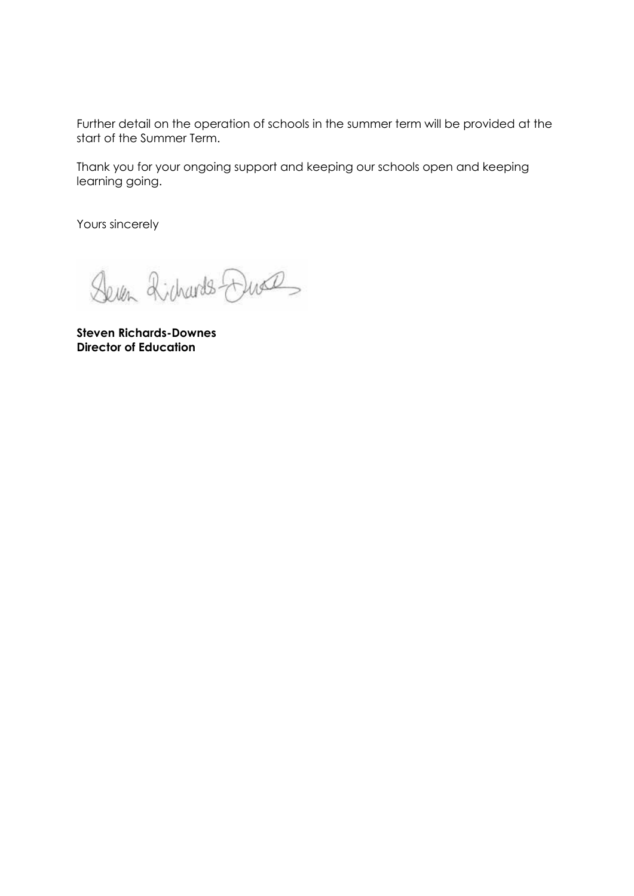Further detail on the operation of schools in the summer term will be provided at the start of the Summer Term.

Thank you for your ongoing support and keeping our schools open and keeping learning going.

Yours sincerely

**Steven Richards-Downes**
**Director of Education**